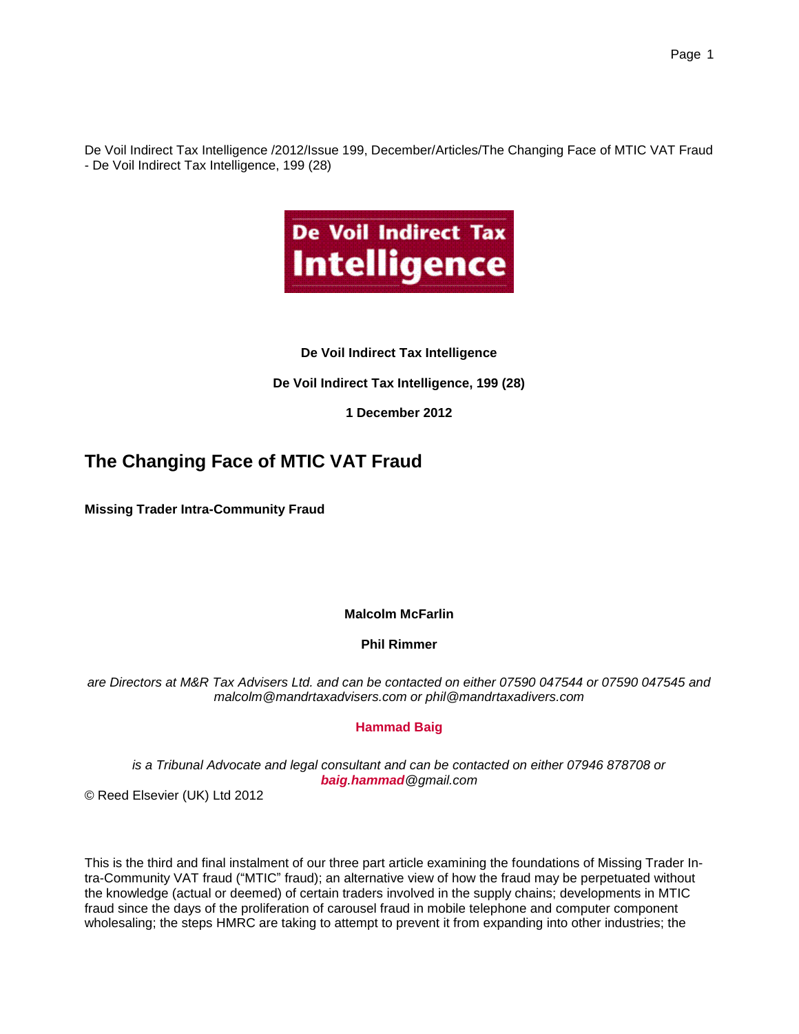De Voil Indirect Tax Intelligence /2012/Issue 199, December/Articles/The Changing Face of MTIC VAT Fraud - De Voil Indirect Tax Intelligence, 199 (28)

**De Voil Indirect Tax Intelligence**

**De Voil Indirect Tax Intelligence, 199 (28)**

**1 December 2012**

# The Changing Face of MTIC VAT Fraud

**Missing Trader Intra-Community Fraud**

**Malcolm McFarlin**

**Phil Rimmer**

*are Directors at M&R Tax Advisers Ltd. and can be contacted on either 07590 047544 or 07590 047545 and malcolm@mandrtaxadvisers.com or phil@mandrtaxadivers.com*

**Hammad Baig**

*is a Tribunal Advocate and legal consultant and can be contacted on either 07946 878708 or baig.hammad@gmail.com*

© Reed Elsevier (UK) Ltd 2012

This is the third and final instalment of our three part article examining the foundations of Missing Trader Intra-Community VAT fraud ("MTIC" fraud); an alternative view of how the fraud may be perpetuated without the knowledge (actual or deemed) of certain traders involved in the supply chains; developments in MTIC fraud since the days of the proliferation of carousel fraud in mobile telephone and computer component wholesaling; the steps HMRC are taking to attempt to prevent it from expanding into other industries; the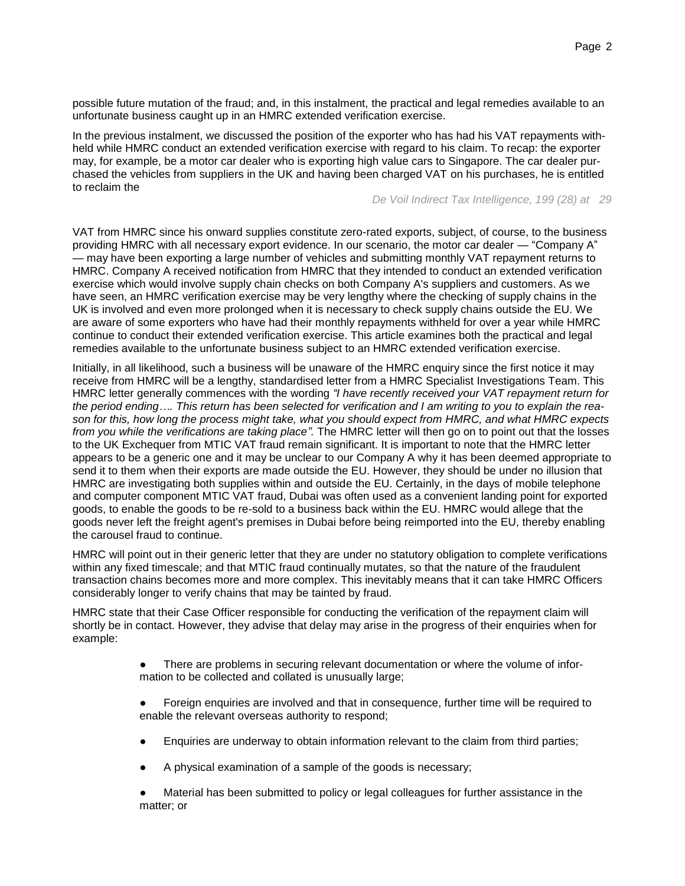possible future mutation of the fraud; and, in this instalment, the practical and legal remedies available to an unfortunate business caught up in an HMRC extended verification exercise.

In the previous instalment, we discussed the position of the exporter who has had his VAT repayments withheld while HMRC conduct an extended verification exercise with regard to his claim. To recap: the exporter may, for example, be a motor car dealer who is exporting high value cars to Singapore. The car dealer purchased the vehicles from suppliers in the UK and having been charged VAT on his purchases, he is entitled to reclaim the VAT from HMRC since his onward supplies constitute zero-rated exports, subject, of course, to the business providing HMRC with all necessary export evidence. In our scenario, the motor car dealer — "Company A" — may have been exporting a large number of vehicles and submitting monthly VAT repayment returns to HMRC. Company A received notification from HMRC that they intended to conduct an extended verification exercise which would involve supply chain checks on both Company A's suppliers and customers. As we have seen, an HMRC verification exercise may be very lengthy where the checking of supply chains in the UK is involved and even more prolonged when it is necessary to check supply chains outside the EU. We are aware of some exporters who have had their monthly repayments withheld for over a year while HMRC continue to conduct their extended verification exercise. This article examines both the practical and legal remedies available to the unfortunate business subject to an HMRC extended verification exercise.

Initially, in all likelihood, such a business will be unaware of the HMRC enquiry since the first notice it may receive from HMRC will be a lengthy, standardised letter from a HMRC Specialist Investigations Team. This HMRC letter generally commences with the wording *"I have recently received your VAT repayment return for the period ending…. This return has been selected for verification and I am writing to you to explain the reason for this, how long the process might take, what you should expect from HMRC, and what HMRC expects from you while the verifications are taking place".* The HMRC letter will then go on to point out that the losses to the UK Exchequer from MTIC VAT fraud remain significant. It is important to note that the HMRC letter appears to be a generic one and it may be unclear to our Company A why it has been deemed appropriate to send it to them when their exports are made outside the EU. However, they should be under no illusion that HMRC are investigating both supplies within and outside the EU. Certainly, in the days of mobile telephone and computer component MTIC VAT fraud, Dubai was often used as a convenient landing point for exported goods, to enable the goods to be re-sold to a business back within the EU. HMRC would allege that the goods never left the freight agent's premises in Dubai before being reimported into the EU, thereby enabling the carousel fraud to continue.

HMRC will point out in their generic letter that they are under no statutory obligation to complete verifications within any fixed timescale; and that MTIC fraud continually mutates, so that the nature of the fraudulent transaction chains becomes more and more complex. This inevitably means that it can take HMRC Officers considerably longer to verify chains that may be tainted by fraud.

HMRC state that their Case Officer responsible for conducting the verification of the repayment claim will shortly be in contact. However, they advise that delay may arise in the progress of their enquiries when for example:

- There are problems in securing relevant documentation or where the volume of information to be collected and collated is unusually large;
- Foreign enquiries are involved and that in consequence, further time will be required to enable the relevant overseas authority to respond;
- Enquiries are underway to obtain information relevant to the claim from third parties;
- A physical examination of a sample of the goods is necessary;
- Material has been submitted to policy or legal colleagues for further assistance in the matter; or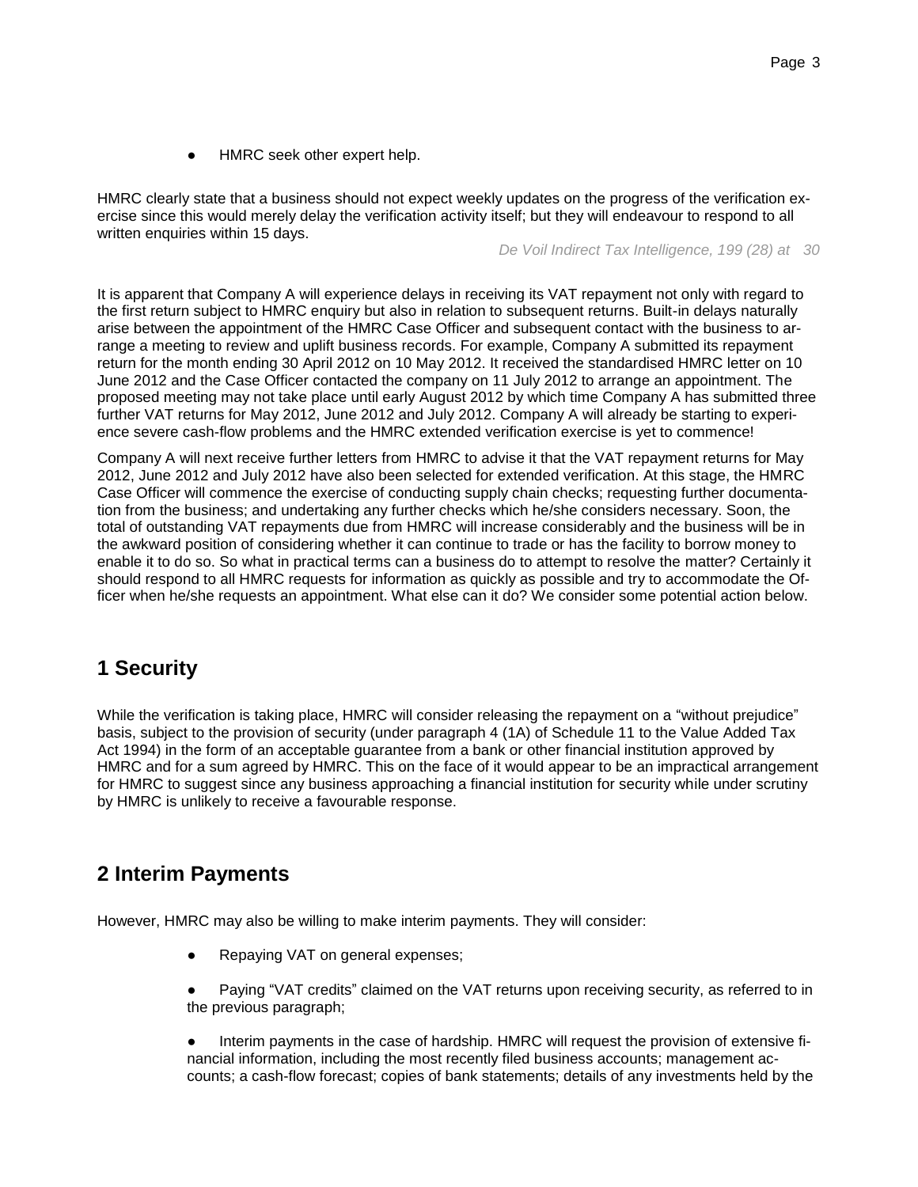- HMRC seek other expert help.

HMRC clearly state that a business should not expect weekly updates on the progress of the verification exercise since this would merely delay the verification activity itself; but they will endeavour to respond to all written enquiries within 15 days.

*De Voil Indirect Tax Intelligence, 199 (28) at 30*

It is apparent that Company A will experience delays in receiving its VAT repayment not only with regard to the first return subject to HMRC enquiry but also in relation to subsequent returns. Built-in delays naturally arise between the appointment of the HMRC Case Officer and subsequent contact with the business to arrange a meeting to review and uplift business records. For example, Company A submitted its repayment return for the month ending 30 April 2012 on 10 May 2012. It received the standardised HMRC letter on 10 June 2012 and the Case Officer contacted the company on 11 July 2012 to arrange an appointment. The proposed meeting may not take place until early August 2012 by which time Company A has submitted three further VAT returns for May 2012, June 2012 and July 2012. Company A will already be starting to experience severe cash-flow problems and the HMRC extended verification exercise is yet to commence!

Company A will next receive further letters from HMRC to advise it that the VAT repayment returns for May 2012, June 2012 and July 2012 have also been selected for extended verification. At this stage, the HMRC Case Officer will commence the exercise of conducting supply chain checks; requesting further documentation from the business; and undertaking any further checks which he/she considers necessary. Soon, the total of outstanding VAT repayments due from HMRC will increase considerably and the business will be in the awkward position of considering whether it can continue to trade or has the facility to borrow money to enable it to do so. So what in practical terms can a business do to attempt to resolve the matter? Certainly it should respond to all HMRC requests for information as quickly as possible and try to accommodate the Officer when he/she requests an appointment. What else can it do? We consider some potential action below.

## 1 Security

While the verification is taking place, HMRC will consider releasing the repayment on a "without prejudice" basis, subject to the provision of security (under paragraph 4 (1A) of Schedule 11 to the Value Added Tax Act 1994) in the form of an acceptable guarantee from a bank or other financial institution approved by HMRC and for a sum agreed by HMRC. This on the face of it would appear to be an impractical arrangement for HMRC to suggest since any business approaching a financial institution for security while under scrutiny by HMRC is unlikely to receive a favourable response.

## 2 Interim Payments

However, HMRC may also be willing to make interim payments. They will consider:

- Repaying VAT on general expenses;
- Paying "VAT credits" claimed on the VAT returns upon receiving security, as referred to in the previous paragraph;
- Interim payments in the case of hardship. HMRC will request the provision of extensive financial information, including the most recently filed business accounts; management accounts; a cash-flow forecast; copies of bank statements; details of any investments held by the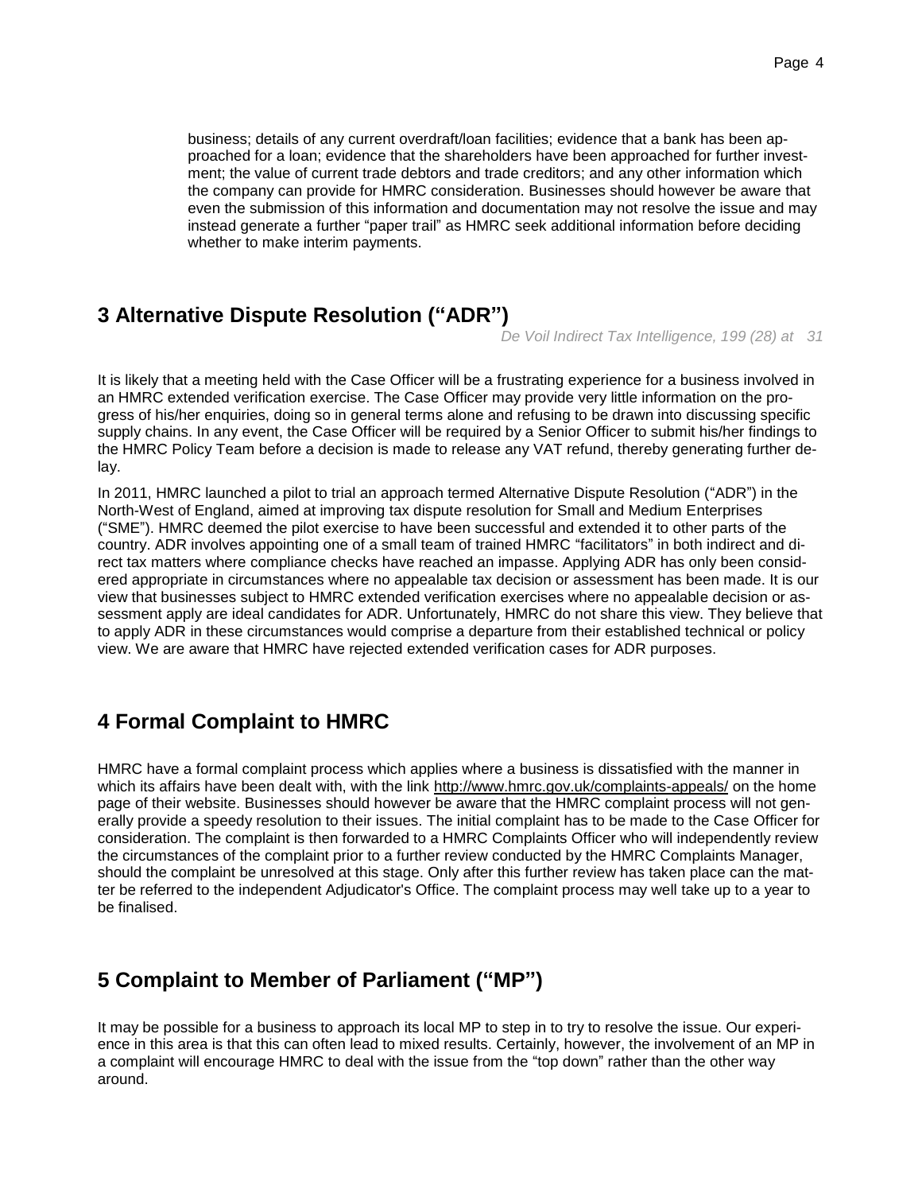business; details of any current overdraft/loan facilities; evidence that a bank has been approached for a loan; evidence that the shareholders have been approached for further investment; the value of current trade debtors and trade creditors; and any other information which the company can provide for HMRC consideration. Businesses should however be aware that even the submission of this information and documentation may not resolve the issue and may instead generate a further "paper trail" as HMRC seek additional information before deciding whether to make interim payments.

## 3 Alternative Dispute Resolution ("ADR")

*De Voil Indirect Tax Intelligence, 199 (28) at 31*

It is likely that a meeting held with the Case Officer will be a frustrating experience for a business involved in an HMRC extended verification exercise. The Case Officer may provide very little information on the progress of his/her enquiries, doing so in general terms alone and refusing to be drawn into discussing specific supply chains. In any event, the Case Officer will be required by a Senior Officer to submit his/her findings to the HMRC Policy Team before a decision is made to release any VAT refund, thereby generating further delay.

In 2011, HMRC launched a pilot to trial an approach termed Alternative Dispute Resolution ("ADR") in the North-West of England, aimed at improving tax dispute resolution for Small and Medium Enterprises ("SME"). HMRC deemed the pilot exercise to have been successful and extended it to other parts of the country. ADR involves appointing one of a small team of trained HMRC "facilitators" in both indirect and direct tax matters where compliance checks have reached an impasse. Applying ADR has only been considered appropriate in circumstances where no appealable tax decision or assessment has been made. It is our view that businesses subject to HMRC extended verification exercises where no appealable decision or assessment apply are ideal candidates for ADR. Unfortunately, HMRC do not share this view. They believe that to apply ADR in these circumstances would comprise a departure from their established technical or policy view. We are aware that HMRC have rejected extended verification cases for ADR purposes.

## 4 Formal Complaint to HMRC

HMRC have a formal complaint process which applies where a business is dissatisfied with the manner in which its affairs have been dealt with, with the link http://www.hmrc.gov.uk/complaints-appeals/ on the home page of their website. Businesses should however be aware that the HMRC complaint process will not generally provide a speedy resolution to their issues. The initial complaint has to be made to the Case Officer for consideration. The complaint is then forwarded to a HMRC Complaints Officer who will independently review the circumstances of the complaint prior to a further review conducted by the HMRC Complaints Manager, should the complaint be unresolved at this stage. Only after this further review has taken place can the matter be referred to the independent Adjudicator's Office. The complaint process may well take up to a year to be finalised.

## 5 Complaint to Member of Parliament ("MP")

It may be possible for a business to approach its local MP to step in to try to resolve the issue. Our experience in this area is that this can often lead to mixed results. Certainly, however, the involvement of an MP in a complaint will encourage HMRC to deal with the issue from the "top down" rather than the other way around.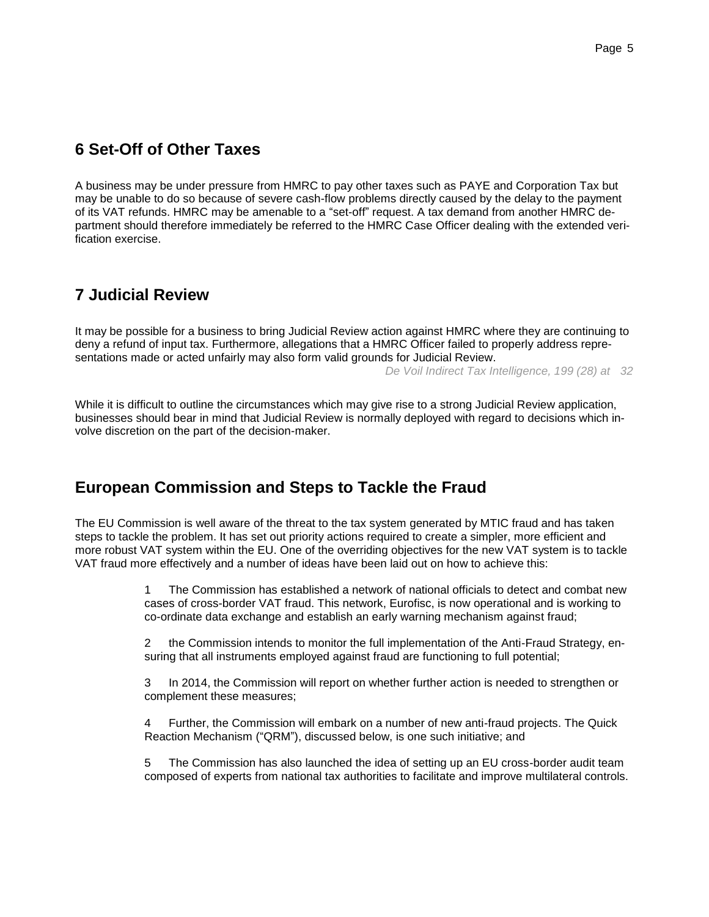## 6 Set-Off of Other Taxes

A business may be under pressure from HMRC to pay other taxes such as PAYE and Corporation Tax but may be unable to do so because of severe cash-flow problems directly caused by the delay to the payment of its VAT refunds. HMRC may be amenable to a "set-off" request. A tax demand from another HMRC department should therefore immediately be referred to the HMRC Case Officer dealing with the extended verification exercise.

## 7 Judicial Review

It may be possible for a business to bring Judicial Review action against HMRC where they are continuing to deny a refund of input tax. Furthermore, allegations that a HMRC Officer failed to properly address representations made or acted unfairly may also form valid grounds for Judicial Review.

*De Voil Indirect Tax Intelligence, 199 (28) at 32*

While it is difficult to outline the circumstances which may give rise to a strong Judicial Review application, businesses should bear in mind that Judicial Review is normally deployed with regard to decisions which involve discretion on the part of the decision-maker.

## European Commission and Steps to Tackle the Fraud

The EU Commission is well aware of the threat to the tax system generated by MTIC fraud and has taken steps to tackle the problem. It has set out priority actions required to create a simpler, more efficient and more robust VAT system within the EU. One of the overriding objectives for the new VAT system is to tackle VAT fraud more effectively and a number of ideas have been laid out on how to achieve this:

1. The Commission has established a network of national officials to detect and combat new cases of cross-border VAT fraud. This network, Eurofisc, is now operational and is working to co-ordinate data exchange and establish an early warning mechanism against fraud;

2. the Commission intends to monitor the full implementation of the Anti-Fraud Strategy, ensuring that all instruments employed against fraud are functioning to full potential;

3. In 2014, the Commission will report on whether further action is needed to strengthen or complement these measures;

4. Further, the Commission will embark on a number of new anti-fraud projects. The Quick Reaction Mechanism ("QRM"), discussed below, is one such initiative; and

5. The Commission has also launched the idea of setting up an EU cross-border audit team composed of experts from national tax authorities to facilitate and improve multilateral controls.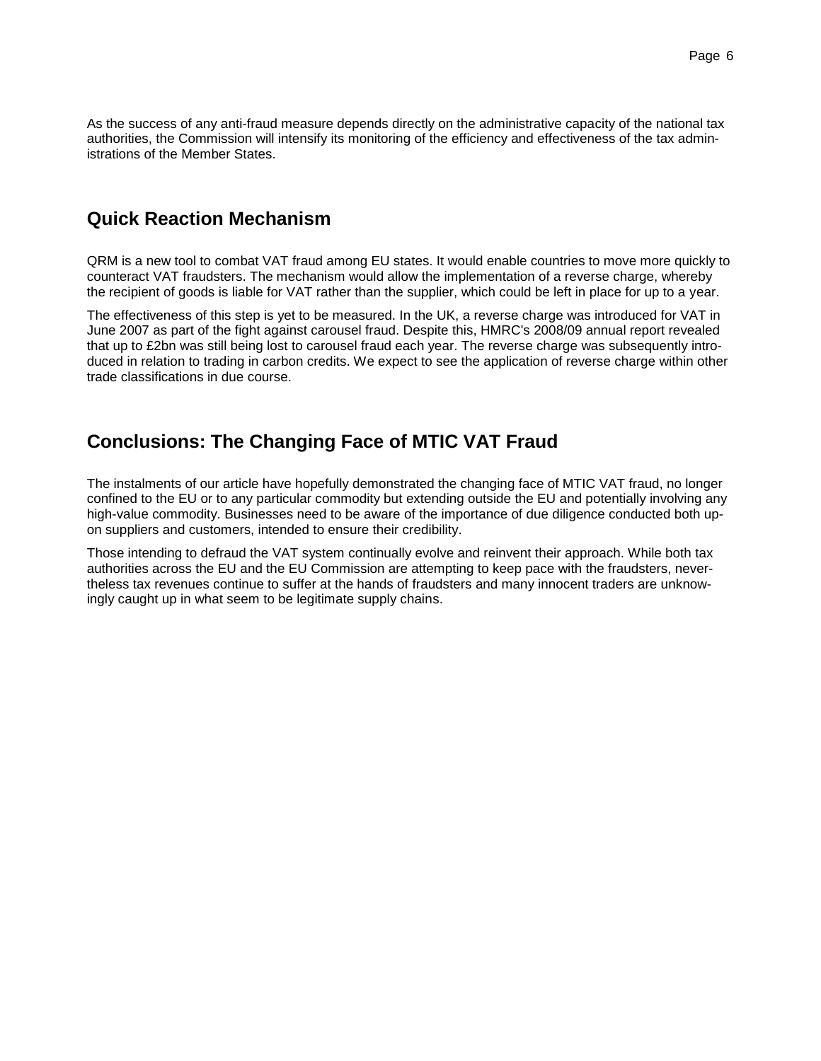As the success of any anti-fraud measure depends directly on the administrative capacity of the national tax authorities, the Commission will intensify its monitoring of the efficiency and effectiveness of the tax administrations of the Member States.

## Quick Reaction Mechanism

QRM is a new tool to combat VAT fraud among EU states. It would enable countries to move more quickly to counteract VAT fraudsters. The mechanism would allow the implementation of a reverse charge, whereby the recipient of goods is liable for VAT rather than the supplier, which could be left in place for up to a year.

The effectiveness of this step is yet to be measured. In the UK, a reverse charge was introduced for VAT in June 2007 as part of the fight against carousel fraud. Despite this, HMRC's 2008/09 annual report revealed that up to £2bn was still being lost to carousel fraud each year. The reverse charge was subsequently introduced in relation to trading in carbon credits. We expect to see the application of reverse charge within other trade classifications in due course.

## Conclusions: The Changing Face of MTIC VAT Fraud

The instalments of our article have hopefully demonstrated the changing face of MTIC VAT fraud, no longer confined to the EU or to any particular commodity but extending outside the EU and potentially involving any high-value commodity. Businesses need to be aware of the importance of due diligence conducted both upon suppliers and customers, intended to ensure their credibility.

Those intending to defraud the VAT system continually evolve and reinvent their approach. While both tax authorities across the EU and the EU Commission are attempting to keep pace with the fraudsters, nevertheless tax revenues continue to suffer at the hands of fraudsters and many innocent traders are unknowingly caught up in what seem to be legitimate supply chains.